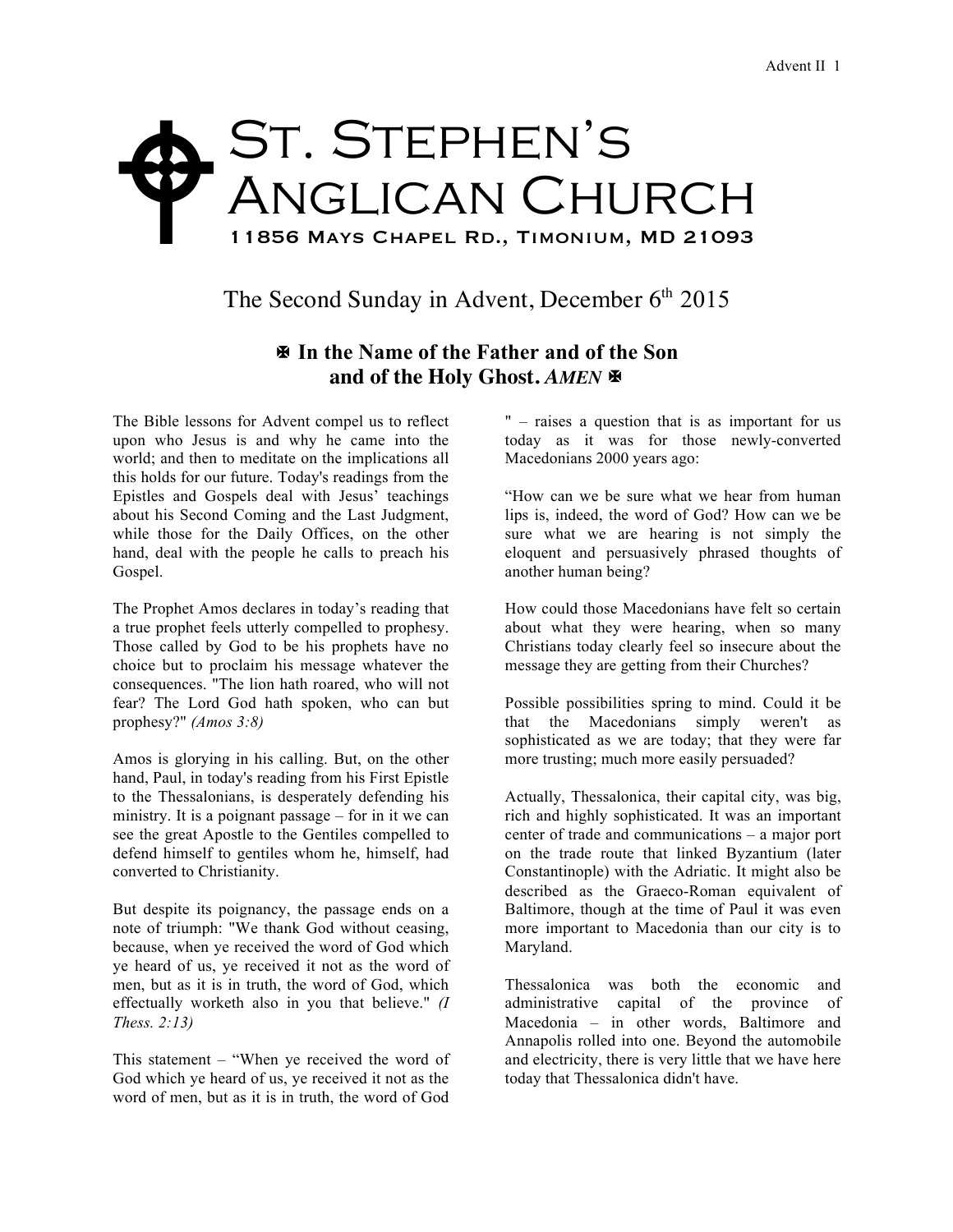# St. Stephen's Anglican Church

11856 Mays Chapel Rd., Timonium, MD 21093

## The Second Sunday in Advent, December 6th 2015

**✠ In the Name of the Father and of the Son and of the Holy Ghost.** ***AMEN*** **✠**

The Bible lessons for Advent compel us to reflect upon who Jesus is and why he came into the world; and then to meditate on the implications all this holds for our future. Today's readings from the Epistles and Gospels deal with Jesus' teachings about his Second Coming and the Last Judgment, while those for the Daily Offices, on the other hand, deal with the people he calls to preach his Gospel.

The Prophet Amos declares in today's reading that a true prophet feels utterly compelled to prophesy. Those called by God to be his prophets have no choice but to proclaim his message whatever the consequences. "The lion hath roared, who will not fear? The Lord God hath spoken, who can but prophesy?" *(Amos 3:8)*

Amos is glorying in his calling. But, on the other hand, Paul, in today's reading from his First Epistle to the Thessalonians, is desperately defending his ministry. It is a poignant passage – for in it we can see the great Apostle to the Gentiles compelled to defend himself to gentiles whom he, himself, had converted to Christianity.

But despite its poignancy, the passage ends on a note of triumph: "We thank God without ceasing, because, when ye received the word of God which ye heard of us, ye received it not as the word of men, but as it is in truth, the word of God, which effectually worketh also in you that believe." *(I Thess. 2:13)*

This statement – "When ye received the word of God which ye heard of us, ye received it not as the word of men, but as it is in truth, the word of God" – raises a question that is as important for us today as it was for those newly-converted Macedonians 2000 years ago:

"How can we be sure what we hear from human lips is, indeed, the word of God? How can we be sure what we are hearing is not simply the eloquent and persuasively phrased thoughts of another human being?

How could those Macedonians have felt so certain about what they were hearing, when so many Christians today clearly feel so insecure about the message they are getting from their Churches?

Possible possibilities spring to mind. Could it be that the Macedonians simply weren't as sophisticated as we are today; that they were far more trusting; much more easily persuaded?

Actually, Thessalonica, their capital city, was big, rich and highly sophisticated. It was an important center of trade and communications – a major port on the trade route that linked Byzantium (later Constantinople) with the Adriatic. It might also be described as the Graeco-Roman equivalent of Baltimore, though at the time of Paul it was even more important to Macedonia than our city is to Maryland.

Thessalonica was both the economic and administrative capital of the province of Macedonia – in other words, Baltimore and Annapolis rolled into one. Beyond the automobile and electricity, there is very little that we have here today that Thessalonica didn't have.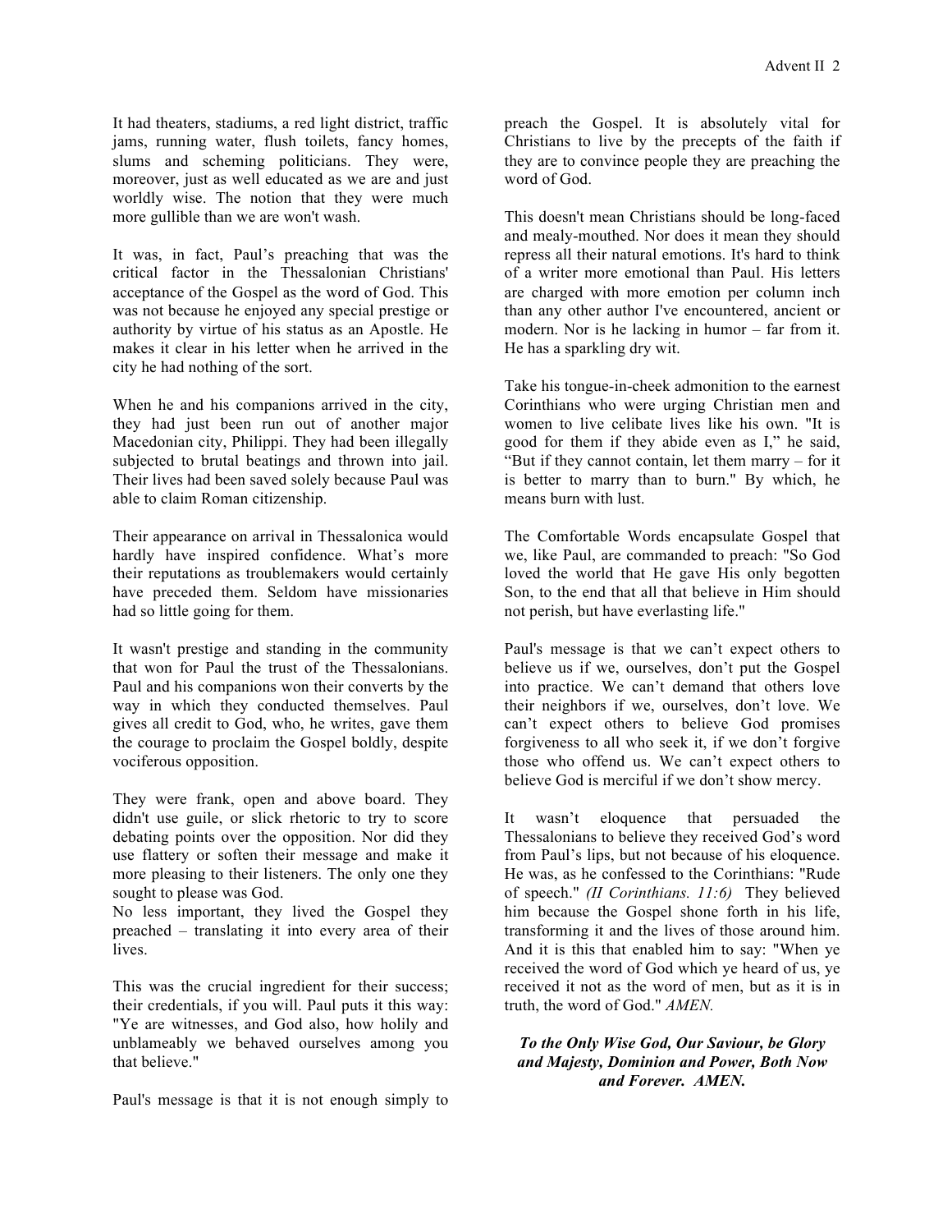It had theaters, stadiums, a red light district, traffic jams, running water, flush toilets, fancy homes, slums and scheming politicians. They were, moreover, just as well educated as we are and just worldly wise. The notion that they were much more gullible than we are won't wash.

It was, in fact, Paul's preaching that was the critical factor in the Thessalonian Christians' acceptance of the Gospel as the word of God. This was not because he enjoyed any special prestige or authority by virtue of his status as an Apostle. He makes it clear in his letter when he arrived in the city he had nothing of the sort.

When he and his companions arrived in the city, they had just been run out of another major Macedonian city, Philippi. They had been illegally subjected to brutal beatings and thrown into jail. Their lives had been saved solely because Paul was able to claim Roman citizenship.

Their appearance on arrival in Thessalonica would hardly have inspired confidence. What's more their reputations as troublemakers would certainly have preceded them. Seldom have missionaries had so little going for them.

It wasn't prestige and standing in the community that won for Paul the trust of the Thessalonians. Paul and his companions won their converts by the way in which they conducted themselves. Paul gives all credit to God, who, he writes, gave them the courage to proclaim the Gospel boldly, despite vociferous opposition.

They were frank, open and above board. They didn't use guile, or slick rhetoric to try to score debating points over the opposition. Nor did they use flattery or soften their message and make it more pleasing to their listeners. The only one they sought to please was God.
No less important, they lived the Gospel they preached – translating it into every area of their lives.

This was the crucial ingredient for their success; their credentials, if you will. Paul puts it this way: "Ye are witnesses, and God also, how holily and unblameably we behaved ourselves among you that believe."

Paul's message is that it is not enough simply to preach the Gospel. It is absolutely vital for Christians to live by the precepts of the faith if they are to convince people they are preaching the word of God.

This doesn't mean Christians should be long-faced and mealy-mouthed. Nor does it mean they should repress all their natural emotions. It's hard to think of a writer more emotional than Paul. His letters are charged with more emotion per column inch than any other author I've encountered, ancient or modern. Nor is he lacking in humor – far from it. He has a sparkling dry wit.

Take his tongue-in-cheek admonition to the earnest Corinthians who were urging Christian men and women to live celibate lives like his own. "It is good for them if they abide even as I," he said, "But if they cannot contain, let them marry – for it is better to marry than to burn." By which, he means burn with lust.

The Comfortable Words encapsulate Gospel that we, like Paul, are commanded to preach: "So God loved the world that He gave His only begotten Son, to the end that all that believe in Him should not perish, but have everlasting life."

Paul's message is that we can't expect others to believe us if we, ourselves, don't put the Gospel into practice. We can't demand that others love their neighbors if we, ourselves, don't love. We can't expect others to believe God promises forgiveness to all who seek it, if we don't forgive those who offend us. We can't expect others to believe God is merciful if we don't show mercy.

It wasn't eloquence that persuaded the Thessalonians to believe they received God's word from Paul's lips, but not because of his eloquence. He was, as he confessed to the Corinthians: "Rude of speech." *(II Corinthians. 11:6)* They believed him because the Gospel shone forth in his life, transforming it and the lives of those around him. And it is this that enabled him to say: "When ye received the word of God which ye heard of us, ye received it not as the word of men, but as it is in truth, the word of God." *AMEN.*

***To the Only Wise God, Our Saviour, be Glory and Majesty, Dominion and Power, Both Now and Forever. AMEN.***